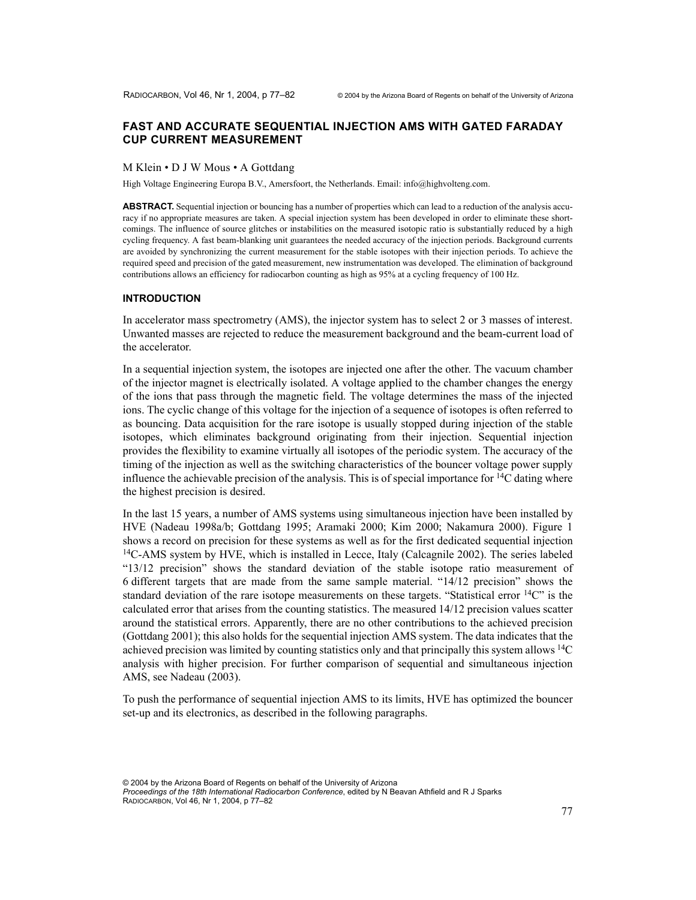# FAST AND ACCURATE SEQUENTIAL INJECTION AMS WITH GATED FARADAY CUP CURRENT MEASUREMENT

M Klein • D J W Mous • A Gottdang

High Voltage Engineering Europa B.V., Amersfoort, the Netherlands. Email: info@highvolteng.com.

**ABSTRACT.** Sequential injection or bouncing has a number of properties which can lead to a reduction of the analysis accuracy if no appropriate measures are taken. A special injection system has been developed in order to eliminate these shortcomings. The influence of source glitches or instabilities on the measured isotopic ratio is substantially reduced by a high cycling frequency. A fast beam-blanking unit guarantees the needed accuracy of the injection periods. Background currents are avoided by synchronizing the current measurement for the stable isotopes with their injection periods. To achieve the required speed and precision of the gated measurement, new instrumentation was developed. The elimination of background contributions allows an efficiency for radiocarbon counting as high as 95% at a cycling frequency of 100 Hz.

## INTRODUCTION

In accelerator mass spectrometry (AMS), the injector system has to select 2 or 3 masses of interest. Unwanted masses are rejected to reduce the measurement background and the beam-current load of the accelerator.

In a sequential injection system, the isotopes are injected one after the other. The vacuum chamber of the injector magnet is electrically isolated. A voltage applied to the chamber changes the energy of the ions that pass through the magnetic field. The voltage determines the mass of the injected ions. The cyclic change of this voltage for the injection of a sequence of isotopes is often referred to as bouncing. Data acquisition for the rare isotope is usually stopped during injection of the stable isotopes, which eliminates background originating from their injection. Sequential injection provides the flexibility to examine virtually all isotopes of the periodic system. The accuracy of the timing of the injection as well as the switching characteristics of the bouncer voltage power supply influence the achievable precision of the analysis. This is of special importance for $^{14}$C dating where the highest precision is desired.

In the last 15 years, a number of AMS systems using simultaneous injection have been installed by HVE (Nadeau 1998a/b; Gottdang 1995; Aramaki 2000; Kim 2000; Nakamura 2000). Figure 1 shows a record on precision for these systems as well as for the first dedicated sequential injection $^{14}$C-AMS system by HVE, which is installed in Lecce, Italy (Calcagnile 2002). The series labeled "13/12 precision" shows the standard deviation of the stable isotope ratio measurement of 6 different targets that are made from the same sample material. "14/12 precision" shows the standard deviation of the rare isotope measurements on these targets. "Statistical error $^{14}$C" is the calculated error that arises from the counting statistics. The measured 14/12 precision values scatter around the statistical errors. Apparently, there are no other contributions to the achieved precision (Gottdang 2001); this also holds for the sequential injection AMS system. The data indicates that the achieved precision was limited by counting statistics only and that principally this system allows $^{14}$C analysis with higher precision. For further comparison of sequential and simultaneous injection AMS, see Nadeau (2003).

To push the performance of sequential injection AMS to its limits, HVE has optimized the bouncer set-up and its electronics, as described in the following paragraphs.

© 2004 by the Arizona Board of Regents on behalf of the University of Arizona
*Proceedings of the 18th International Radiocarbon Conference*, edited by N Beavan Athfield and R J Sparks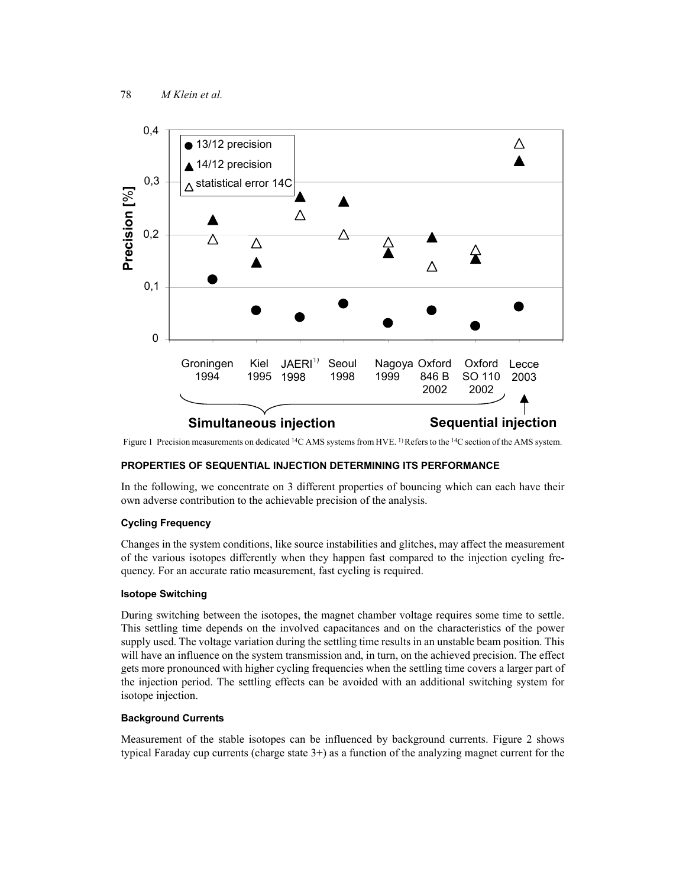Figure 1 Precision measurements on dedicated $^{14}C$ AMS systems from HVE. [1)] Refers to the $^{14}C$ section of the AMS system.

### PROPERTIES OF SEQUENTIAL INJECTION DETERMINING ITS PERFORMANCE

In the following, we concentrate on 3 different properties of bouncing which can each have their own adverse contribution to the achievable precision of the analysis.

#### Cycling Frequency

Changes in the system conditions, like source instabilities and glitches, may affect the measurement of the various isotopes differently when they happen fast compared to the injection cycling frequency. For an accurate ratio measurement, fast cycling is required.

#### Isotope Switching

During switching between the isotopes, the magnet chamber voltage requires some time to settle. This settling time depends on the involved capacitances and on the characteristics of the power supply used. The voltage variation during the settling time results in an unstable beam position. This will have an influence on the system transmission and, in turn, on the achieved precision. The effect gets more pronounced with higher cycling frequencies when the settling time covers a larger part of the injection period. The settling effects can be avoided with an additional switching system for isotope injection.

#### Background Currents

Measurement of the stable isotopes can be influenced by background currents. Figure 2 shows typical Faraday cup currents (charge state 3+) as a function of the analyzing magnet current for the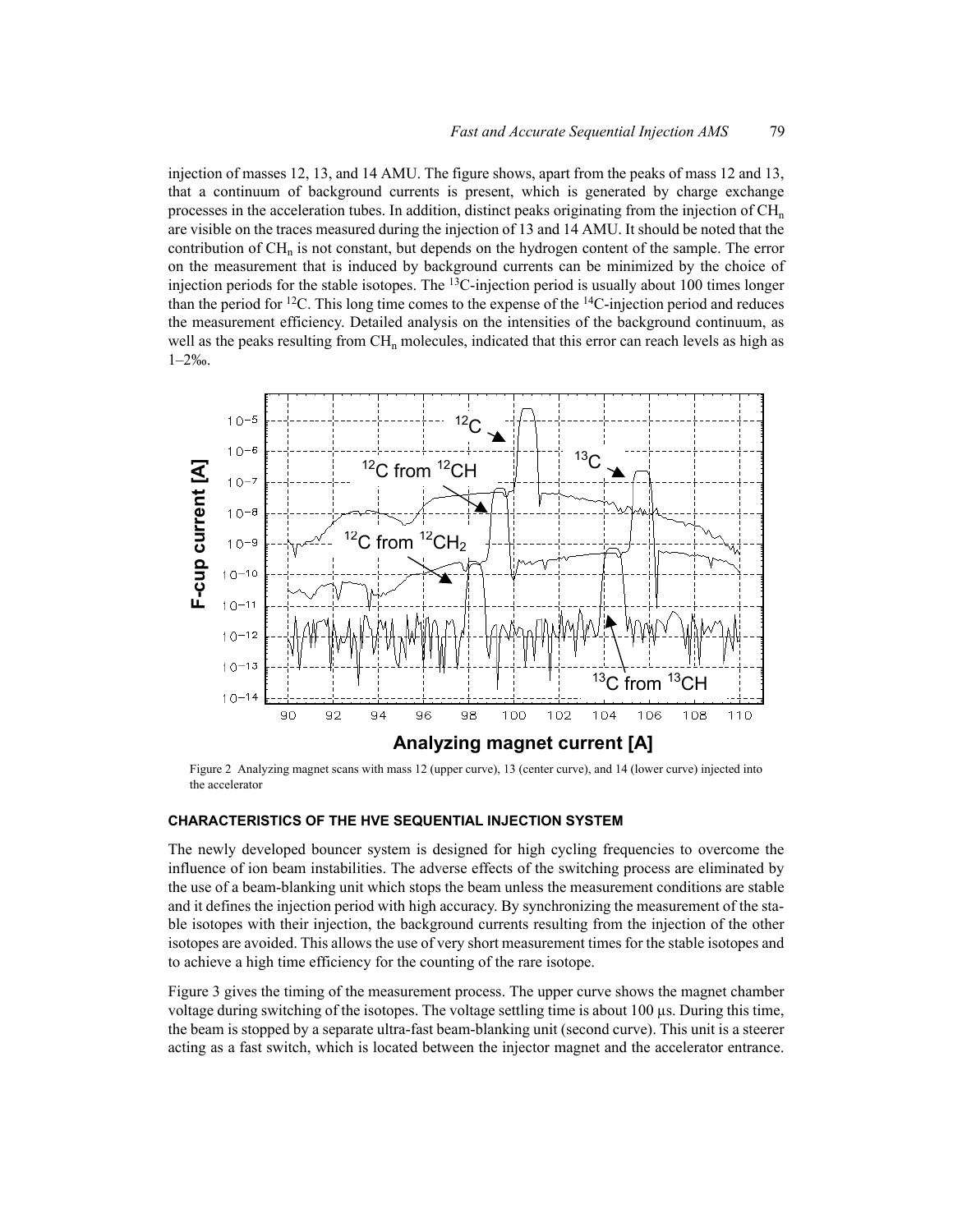injection of masses 12, 13, and 14 AMU. The figure shows, apart from the peaks of mass 12 and 13, that a continuum of background currents is present, which is generated by charge exchange processes in the acceleration tubes. In addition, distinct peaks originating from the injection of $CH_n$ are visible on the traces measured during the injection of 13 and 14 AMU. It should be noted that the contribution of $CH_n$ is not constant, but depends on the hydrogen content of the sample. The error on the measurement that is induced by background currents can be minimized by the choice of injection periods for the stable isotopes. The $^{13}C$-injection period is usually about 100 times longer than the period for $^{12}C$. This long time comes to the expense of the $^{14}C$-injection period and reduces the measurement efficiency. Detailed analysis on the intensities of the background continuum, as well as the peaks resulting from $CH_n$ molecules, indicated that this error can reach levels as high as 1–2‰.

Figure 2 Analyzing magnet scans with mass 12 (upper curve), 13 (center curve), and 14 (lower curve) injected into the accelerator

### CHARACTERISTICS OF THE HVE SEQUENTIAL INJECTION SYSTEM

The newly developed bouncer system is designed for high cycling frequencies to overcome the influence of ion beam instabilities. The adverse effects of the switching process are eliminated by the use of a beam-blanking unit which stops the beam unless the measurement conditions are stable and it defines the injection period with high accuracy. By synchronizing the measurement of the stable isotopes with their injection, the background currents resulting from the injection of the other isotopes are avoided. This allows the use of very short measurement times for the stable isotopes and to achieve a high time efficiency for the counting of the rare isotope.

Figure 3 gives the timing of the measurement process. The upper curve shows the magnet chamber voltage during switching of the isotopes. The voltage settling time is about 100 µs. During this time, the beam is stopped by a separate ultra-fast beam-blanking unit (second curve). This unit is a steerer acting as a fast switch, which is located between the injector magnet and the accelerator entrance.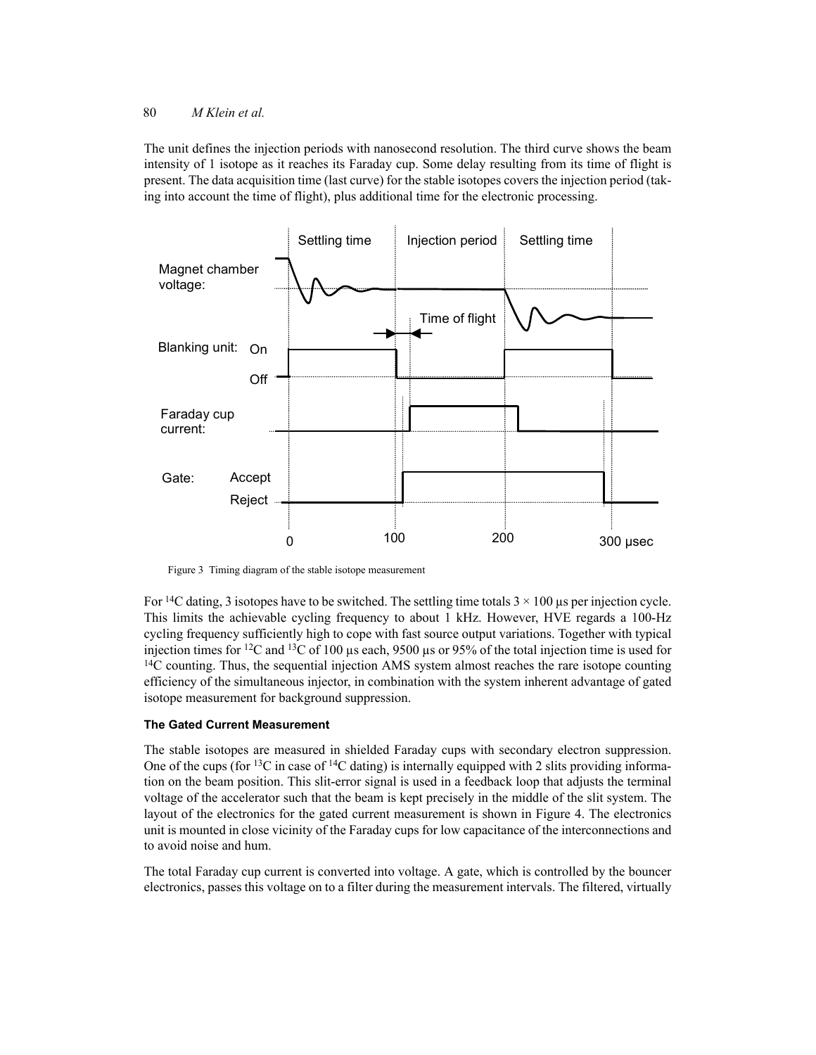The unit defines the injection periods with nanosecond resolution. The third curve shows the beam intensity of 1 isotope as it reaches its Faraday cup. Some delay resulting from its time of flight is present. The data acquisition time (last curve) for the stable isotopes covers the injection period (taking into account the time of flight), plus additional time for the electronic processing.

Figure 3 Timing diagram of the stable isotope measurement

For $^{14}C$ dating, 3 isotopes have to be switched. The settling time totals $3 \times 100$ µs per injection cycle. This limits the achievable cycling frequency to about 1 kHz. However, HVE regards a 100-Hz cycling frequency sufficiently high to cope with fast source output variations. Together with typical injection times for $^{12}C$ and $^{13}C$ of 100 µs each, 9500 µs or 95% of the total injection time is used for $^{14}C$ counting. Thus, the sequential injection AMS system almost reaches the rare isotope counting efficiency of the simultaneous injector, in combination with the system inherent advantage of gated isotope measurement for background suppression.

#### The Gated Current Measurement

The stable isotopes are measured in shielded Faraday cups with secondary electron suppression. One of the cups (for $^{13}C$ in case of $^{14}C$ dating) is internally equipped with 2 slits providing information on the beam position. This slit-error signal is used in a feedback loop that adjusts the terminal voltage of the accelerator such that the beam is kept precisely in the middle of the slit system. The layout of the electronics for the gated current measurement is shown in Figure 4. The electronics unit is mounted in close vicinity of the Faraday cups for low capacitance of the interconnections and to avoid noise and hum.

The total Faraday cup current is converted into voltage. A gate, which is controlled by the bouncer electronics, passes this voltage on to a filter during the measurement intervals. The filtered, virtually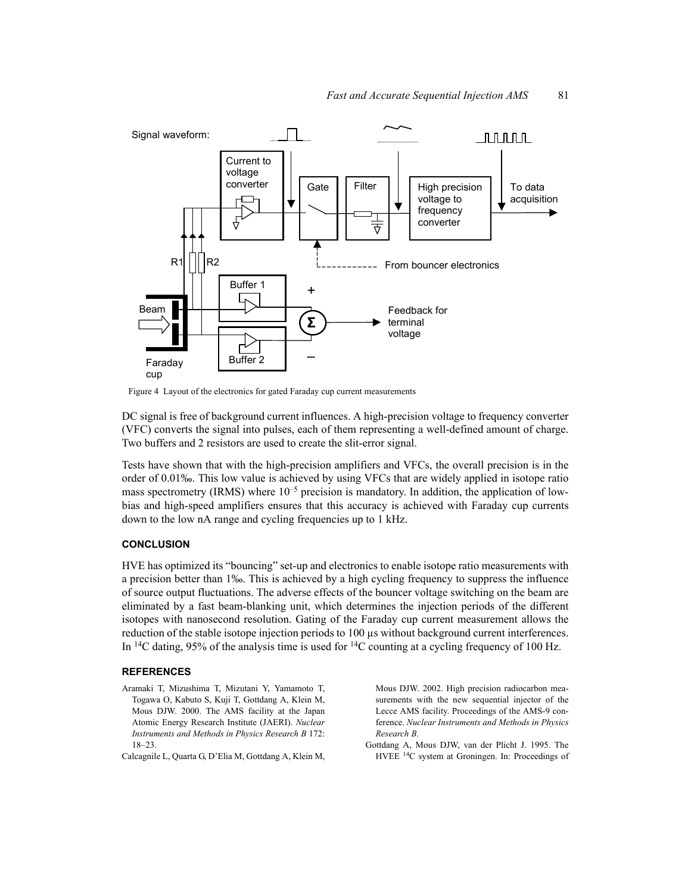Figure 4 Layout of the electronics for gated Faraday cup current measurements

DC signal is free of background current influences. A high-precision voltage to frequency converter (VFC) converts the signal into pulses, each of them representing a well-defined amount of charge. Two buffers and 2 resistors are used to create the slit-error signal.

Tests have shown that with the high-precision amplifiers and VFCs, the overall precision is in the order of 0.01‰. This low value is achieved by using VFCs that are widely applied in isotope ratio mass spectrometry (IRMS) where $10^{-5}$ precision is mandatory. In addition, the application of low-bias and high-speed amplifiers ensures that this accuracy is achieved with Faraday cup currents down to the low nA range and cycling frequencies up to 1 kHz.

## CONCLUSION

HVE has optimized its "bouncing" set-up and electronics to enable isotope ratio measurements with a precision better than 1‰. This is achieved by a high cycling frequency to suppress the influence of source output fluctuations. The adverse effects of the bouncer voltage switching on the beam are eliminated by a fast beam-blanking unit, which determines the injection periods of the different isotopes with nanosecond resolution. Gating of the Faraday cup current measurement allows the reduction of the stable isotope injection periods to 100 µs without background current interferences. In $^{14}C$ dating, 95% of the analysis time is used for $^{14}C$ counting at a cycling frequency of 100 Hz.

## REFERENCES

Aramaki T, Mizushima T, Mizutani Y, Yamamoto T, Togawa O, Kabuto S, Kuji T, Gottdang A, Klein M, Mous DJW. 2000. The AMS facility at the Japan Atomic Energy Research Institute (JAERI). *Nuclear Instruments and Methods in Physics Research B* 172: 18–23.

Calcagnile L, Quarta G, D'Elia M, Gottdang A, Klein M, Mous DJW. 2002. High precision radiocarbon measurements with the new sequential injector of the Lecce AMS facility. Proceedings of the AMS-9 conference. *Nuclear Instruments and Methods in Physics Research B*.

Gottdang A, Mous DJW, van der Plicht J. 1995. The HVEE $^{14}C$ system at Groningen. In: Proceedings of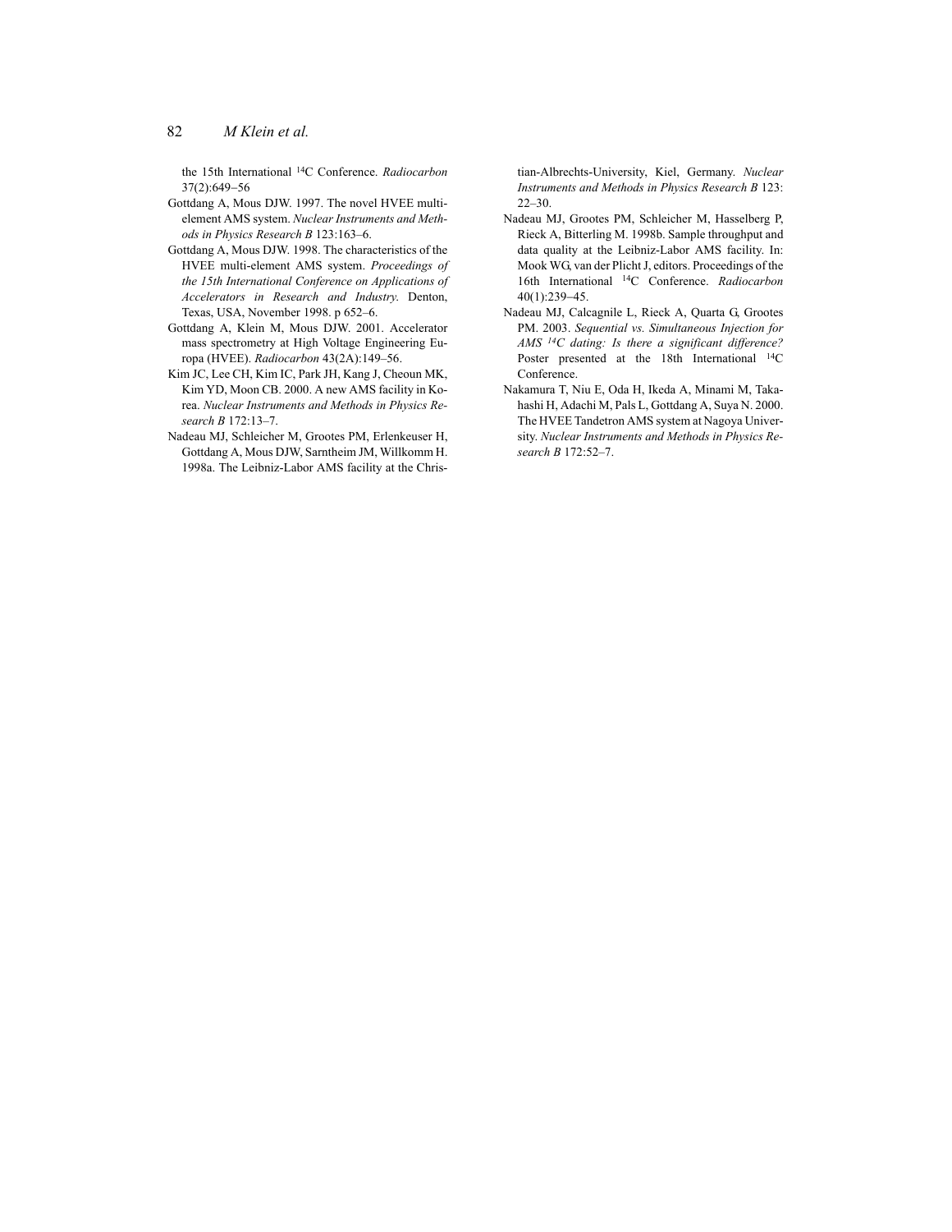the 15th International $^{14}C$ Conference. *Radiocarbon* 37(2):649–56

Gottdang A, Mous DJW. 1997. The novel HVEE multi-element AMS system. *Nuclear Instruments and Methods in Physics Research B* 123:163–6.

Gottdang A, Mous DJW. 1998. The characteristics of the HVEE multi-element AMS system. *Proceedings of the 15th International Conference on Applications of Accelerators in Research and Industry.* Denton, Texas, USA, November 1998. p 652–6.

Gottdang A, Klein M, Mous DJW. 2001. Accelerator mass spectrometry at High Voltage Engineering Europa (HVEE). *Radiocarbon* 43(2A):149–56.

Kim JC, Lee CH, Kim IC, Park JH, Kang J, Cheoun MK, Kim YD, Moon CB. 2000. A new AMS facility in Korea. *Nuclear Instruments and Methods in Physics Research B* 172:13–7.

Nadeau MJ, Schleicher M, Grootes PM, Erlenkeuser H, Gottdang A, Mous DJW, Sarntheim JM, Willkomm H. 1998a. The Leibniz-Labor AMS facility at the Christian-Albrechts-University, Kiel, Germany. *Nuclear Instruments and Methods in Physics Research B* 123: 22–30.

Nadeau MJ, Grootes PM, Schleicher M, Hasselberg P, Rieck A, Bitterling M. 1998b. Sample throughput and data quality at the Leibniz-Labor AMS facility. In: Mook WG, van der Plicht J, editors. Proceedings of the 16th International $^{14}C$ Conference. *Radiocarbon* 40(1):239–45.

Nadeau MJ, Calcagnile L, Rieck A, Quarta G, Grootes PM. 2003. *Sequential vs. Simultaneous Injection for AMS $^{14}C$ dating: Is there a significant difference?* Poster presented at the 18th International $^{14}C$ Conference.

Nakamura T, Niu E, Oda H, Ikeda A, Minami M, Takahashi H, Adachi M, Pals L, Gottdang A, Suya N. 2000. The HVEE Tandetron AMS system at Nagoya University. *Nuclear Instruments and Methods in Physics Research B* 172:52–7.